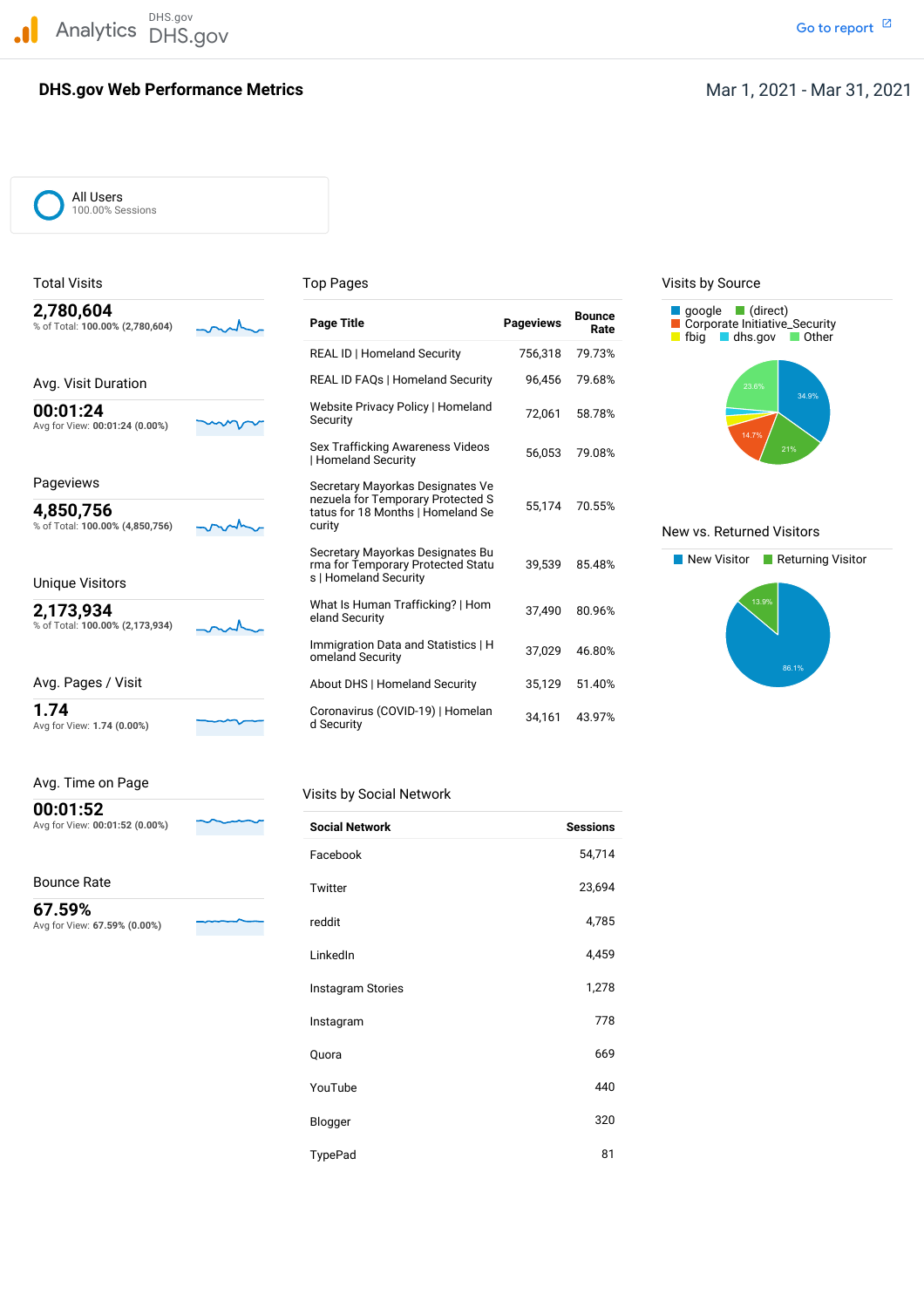Analytics DHS.gov DHS.gov

Go to report

# DHS.gov Web Performance Metrics

Mar 1, 2021 - Mar 31, 2021

All Users
100.00% Sessions

## Total Visits

**2,780,604**
% of Total: **100.00% (2,780,604)**

## Avg. Visit Duration

**00:01:24**
Avg for View: **00:01:24 (0.00%)**

## Pageviews

**4,850,756**
% of Total: **100.00% (4,850,756)**

## Unique Visitors

**2,173,934**
% of Total: **100.00% (2,173,934)**

## Avg. Pages / Visit

**1.74**
Avg for View: **1.74 (0.00%)**

## Avg. Time on Page

**00:01:52**
Avg for View: **00:01:52 (0.00%)**

## Bounce Rate

**67.59%**
Avg for View: **67.59% (0.00%)**

## Top Pages

| Page Title | Pageviews | Bounce Rate |
|---|---|---|
| REAL ID \| Homeland Security | 756,318 | 79.73% |
| REAL ID FAQs \| Homeland Security | 96,456 | 79.68% |
| Website Privacy Policy \| Homeland Security | 72,061 | 58.78% |
| Sex Trafficking Awareness Videos \| Homeland Security | 56,053 | 79.08% |
| Secretary Mayorkas Designates Venezuela for Temporary Protected Status for 18 Months \| Homeland Security | 55,174 | 70.55% |
| Secretary Mayorkas Designates Burma for Temporary Protected Status \| Homeland Security | 39,539 | 85.48% |
| What Is Human Trafficking? \| Homeland Security | 37,490 | 80.96% |
| Immigration Data and Statistics \| Homeland Security | 37,029 | 46.80% |
| About DHS \| Homeland Security | 35,129 | 51.40% |
| Coronavirus (COVID-19) \| Homeland Security | 34,161 | 43.97% |

## Visits by Social Network

| Social Network | Sessions |
|---|---|
| Facebook | 54,714 |
| Twitter | 23,694 |
| reddit | 4,785 |
| LinkedIn | 4,459 |
| Instagram Stories | 1,278 |
| Instagram | 778 |
| Quora | 669 |
| YouTube | 440 |
| Blogger | 320 |
| TypePad | 81 |

## Visits by Source

google, (direct), Corporate Initiative_Security, fbig, dhs.gov, Other

34.9%, 21%, 14.7%, 23.6%

## New vs. Returned Visitors

New Visitor, Returning Visitor

86.1%, 13.9%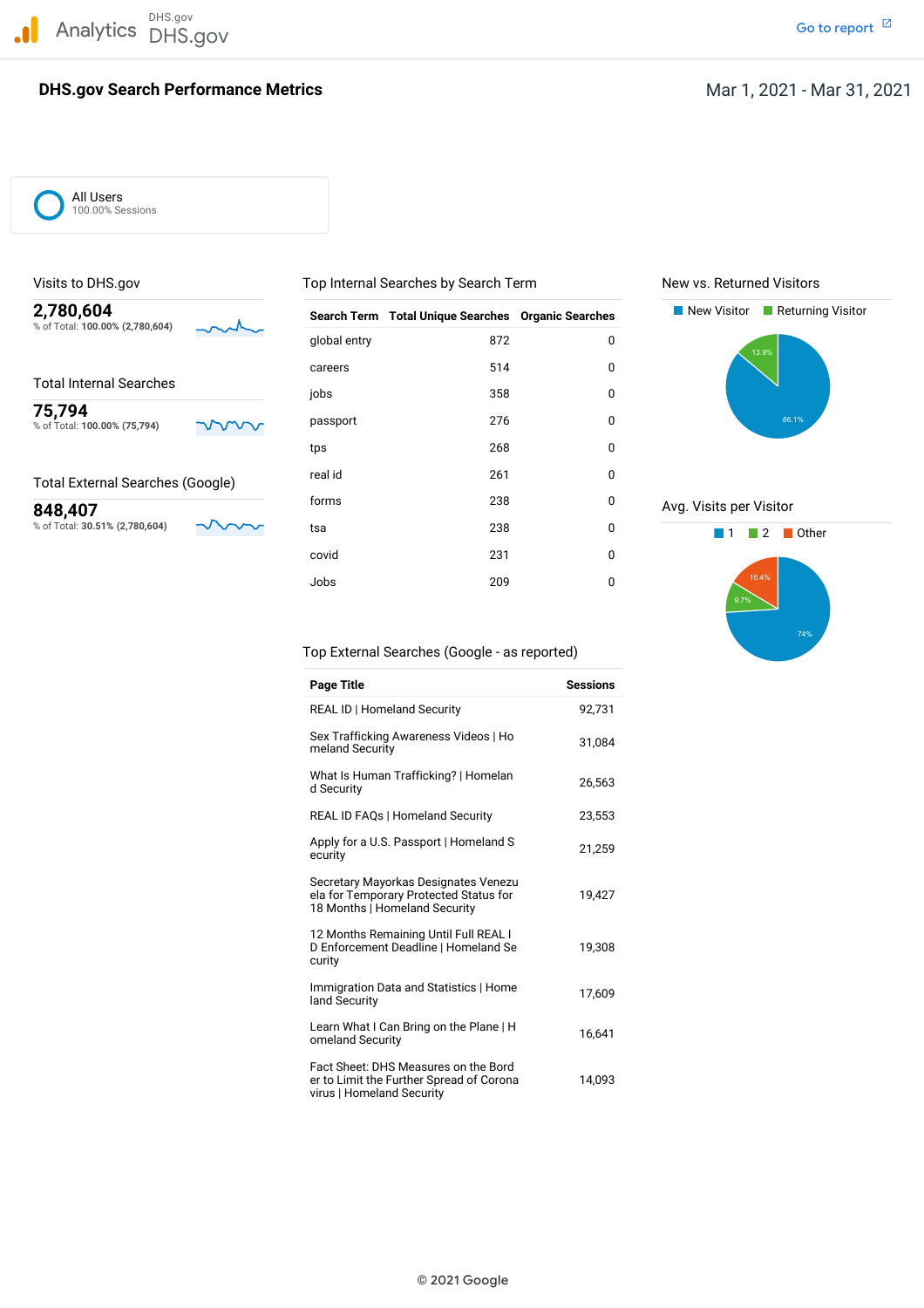Analytics DHS.gov DHS.gov

Go to report

# DHS.gov Search Performance Metrics

Mar 1, 2021 - Mar 31, 2021

All Users
100.00% Sessions

## Visits to DHS.gov

**2,780,604**
% of Total: **100.00% (2,780,604)**

## Total Internal Searches

**75,794**
% of Total: **100.00% (75,794)**

## Total External Searches (Google)

**848,407**
% of Total: **30.51% (2,780,604)**

## Top Internal Searches by Search Term

| Search Term | Total Unique Searches | Organic Searches |
|---|---|---|
| global entry | 872 | 0 |
| careers | 514 | 0 |
| jobs | 358 | 0 |
| passport | 276 | 0 |
| tps | 268 | 0 |
| real id | 261 | 0 |
| forms | 238 | 0 |
| tsa | 238 | 0 |
| covid | 231 | 0 |
| Jobs | 209 | 0 |

## Top External Searches (Google - as reported)

| Page Title | Sessions |
|---|---|
| REAL ID \| Homeland Security | 92,731 |
| Sex Trafficking Awareness Videos \| Homeland Security | 31,084 |
| What Is Human Trafficking? \| Homeland Security | 26,563 |
| REAL ID FAQs \| Homeland Security | 23,553 |
| Apply for a U.S. Passport \| Homeland Security | 21,259 |
| Secretary Mayorkas Designates Venezuela for Temporary Protected Status for 18 Months \| Homeland Security | 19,427 |
| 12 Months Remaining Until Full REAL ID Enforcement Deadline \| Homeland Security | 19,308 |
| Immigration Data and Statistics \| Homeland Security | 17,609 |
| Learn What I Can Bring on the Plane \| Homeland Security | 16,641 |
| Fact Sheet: DHS Measures on the Border to Limit the Further Spread of Coronavirus \| Homeland Security | 14,093 |

## New vs. Returned Visitors

New Visitor: 86.1%
Returning Visitor: 13.9%

## Avg. Visits per Visitor

1: 74%
2: 9.7%
Other: 16.4%

© 2021 Google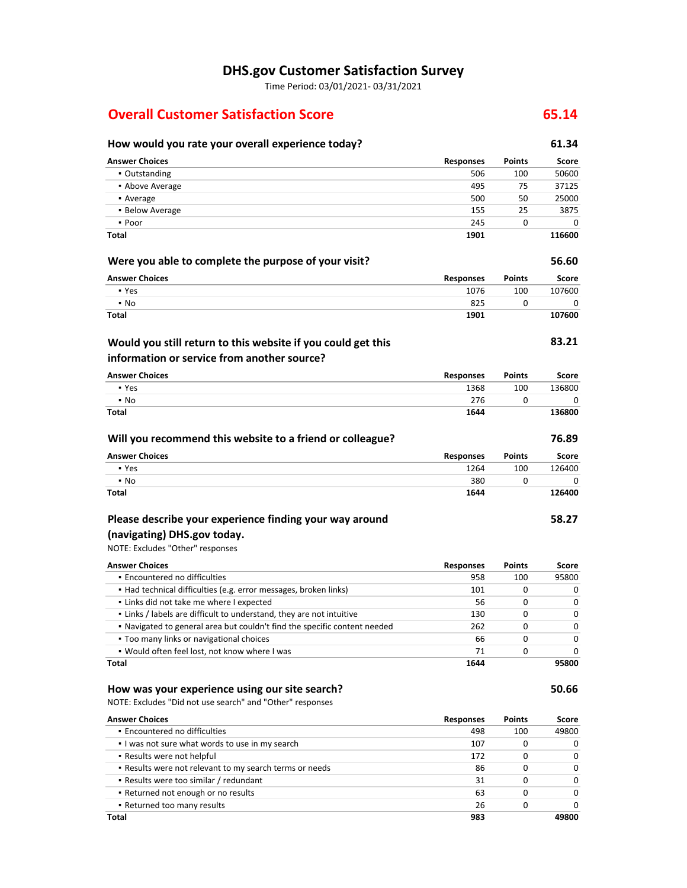# DHS.gov Customer Satisfaction Survey

Time Period: 03/01/2021- 03/31/2021

## Overall Customer Satisfaction Score — 65.14

### How would you rate your overall experience today? — 61.34

| Answer Choices | Responses | Points | Score |
|---|---|---|---|
| ▪ Outstanding | 506 | 100 | 50600 |
| ▪ Above Average | 495 | 75 | 37125 |
| ▪ Average | 500 | 50 | 25000 |
| ▪ Below Average | 155 | 25 | 3875 |
| ▪ Poor | 245 | 0 | 0 |
| **Total** | **1901** | | **116600** |

### Were you able to complete the purpose of your visit? — 56.60

| Answer Choices | Responses | Points | Score |
|---|---|---|---|
| ▪ Yes | 1076 | 100 | 107600 |
| ▪ No | 825 | 0 | 0 |
| **Total** | **1901** | | **107600** |

### Would you still return to this website if you could get this information or service from another source? — 83.21

| Answer Choices | Responses | Points | Score |
|---|---|---|---|
| ▪ Yes | 1368 | 100 | 136800 |
| ▪ No | 276 | 0 | 0 |
| **Total** | **1644** | | **136800** |

### Will you recommend this website to a friend or colleague? — 76.89

| Answer Choices | Responses | Points | Score |
|---|---|---|---|
| ▪ Yes | 1264 | 100 | 126400 |
| ▪ No | 380 | 0 | 0 |
| **Total** | **1644** | | **126400** |

### Please describe your experience finding your way around (navigating) DHS.gov today. — 58.27

NOTE: Excludes "Other" responses

| Answer Choices | Responses | Points | Score |
|---|---|---|---|
| ▪ Encountered no difficulties | 958 | 100 | 95800 |
| ▪ Had technical difficulties (e.g. error messages, broken links) | 101 | 0 | 0 |
| ▪ Links did not take me where I expected | 56 | 0 | 0 |
| ▪ Links / labels are difficult to understand, they are not intuitive | 130 | 0 | 0 |
| ▪ Navigated to general area but couldn't find the specific content needed | 262 | 0 | 0 |
| ▪ Too many links or navigational choices | 66 | 0 | 0 |
| ▪ Would often feel lost, not know where I was | 71 | 0 | 0 |
| **Total** | **1644** | | **95800** |

### How was your experience using our site search? — 50.66

NOTE: Excludes "Did not use search" and "Other" responses

| Answer Choices | Responses | Points | Score |
|---|---|---|---|
| ▪ Encountered no difficulties | 498 | 100 | 49800 |
| ▪ I was not sure what words to use in my search | 107 | 0 | 0 |
| ▪ Results were not helpful | 172 | 0 | 0 |
| ▪ Results were not relevant to my search terms or needs | 86 | 0 | 0 |
| ▪ Results were too similar / redundant | 31 | 0 | 0 |
| ▪ Returned not enough or no results | 63 | 0 | 0 |
| ▪ Returned too many results | 26 | 0 | 0 |
| **Total** | **983** | | **49800** |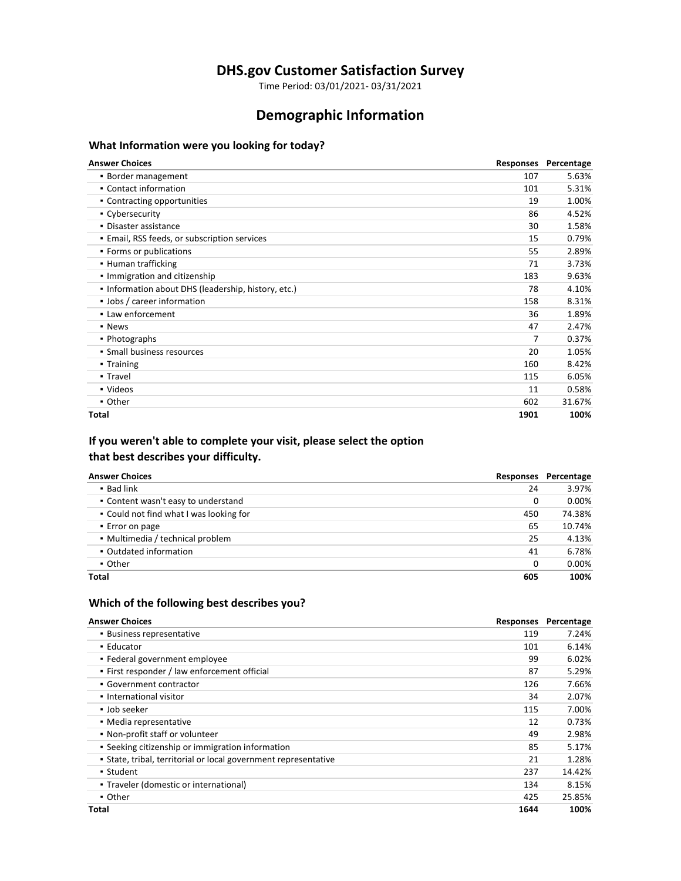# DHS.gov Customer Satisfaction Survey

Time Period: 03/01/2021- 03/31/2021

## Demographic Information

### What Information were you looking for today?

| Answer Choices | Responses | Percentage |
|---|---|---|
| ▪ Border management | 107 | 5.63% |
| ▪ Contact information | 101 | 5.31% |
| ▪ Contracting opportunities | 19 | 1.00% |
| ▪ Cybersecurity | 86 | 4.52% |
| ▪ Disaster assistance | 30 | 1.58% |
| ▪ Email, RSS feeds, or subscription services | 15 | 0.79% |
| ▪ Forms or publications | 55 | 2.89% |
| ▪ Human trafficking | 71 | 3.73% |
| ▪ Immigration and citizenship | 183 | 9.63% |
| ▪ Information about DHS (leadership, history, etc.) | 78 | 4.10% |
| ▪ Jobs / career information | 158 | 8.31% |
| ▪ Law enforcement | 36 | 1.89% |
| ▪ News | 47 | 2.47% |
| ▪ Photographs | 7 | 0.37% |
| ▪ Small business resources | 20 | 1.05% |
| ▪ Training | 160 | 8.42% |
| ▪ Travel | 115 | 6.05% |
| ▪ Videos | 11 | 0.58% |
| ▪ Other | 602 | 31.67% |
| **Total** | **1901** | **100%** |

### If you weren't able to complete your visit, please select the option that best describes your difficulty.

| Answer Choices | Responses | Percentage |
|---|---|---|
| ▪ Bad link | 24 | 3.97% |
| ▪ Content wasn't easy to understand | 0 | 0.00% |
| ▪ Could not find what I was looking for | 450 | 74.38% |
| ▪ Error on page | 65 | 10.74% |
| ▪ Multimedia / technical problem | 25 | 4.13% |
| ▪ Outdated information | 41 | 6.78% |
| ▪ Other | 0 | 0.00% |
| **Total** | **605** | **100%** |

### Which of the following best describes you?

| Answer Choices | Responses | Percentage |
|---|---|---|
| ▪ Business representative | 119 | 7.24% |
| ▪ Educator | 101 | 6.14% |
| ▪ Federal government employee | 99 | 6.02% |
| ▪ First responder / law enforcement official | 87 | 5.29% |
| ▪ Government contractor | 126 | 7.66% |
| ▪ International visitor | 34 | 2.07% |
| ▪ Job seeker | 115 | 7.00% |
| ▪ Media representative | 12 | 0.73% |
| ▪ Non-profit staff or volunteer | 49 | 2.98% |
| ▪ Seeking citizenship or immigration information | 85 | 5.17% |
| ▪ State, tribal, territorial or local government representative | 21 | 1.28% |
| ▪ Student | 237 | 14.42% |
| ▪ Traveler (domestic or international) | 134 | 8.15% |
| ▪ Other | 425 | 25.85% |
| **Total** | **1644** | **100%** |